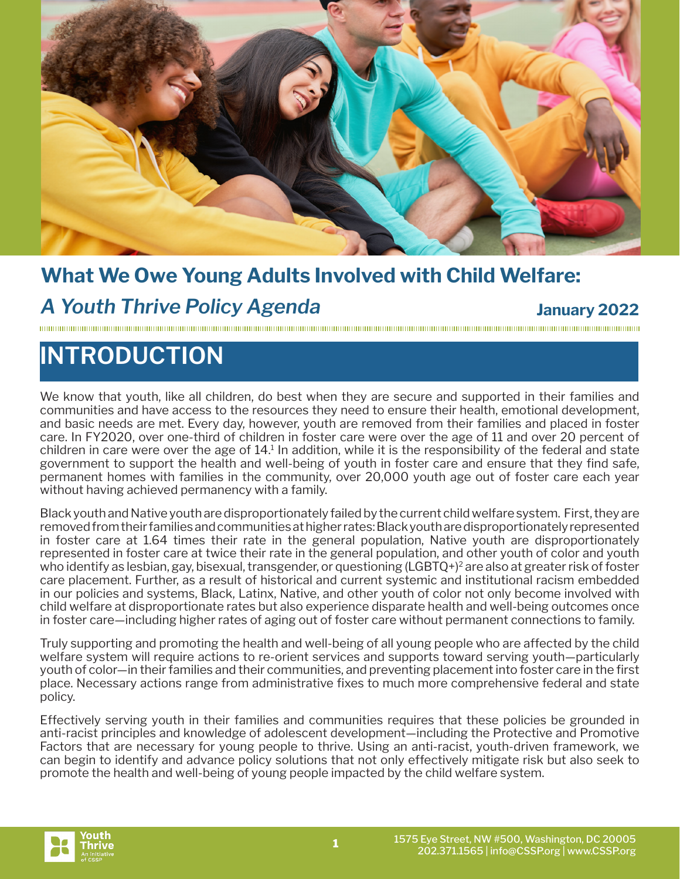# What We Owe Young Adults Involved with Child Welfare:

## *A Youth Thrive Policy Agenda*

**January 2022**

## INTRODUCTION

We know that youth, like all children, do best when they are secure and supported in their families and communities and have access to the resources they need to ensure their health, emotional development, and basic needs are met. Every day, however, youth are removed from their families and placed in foster care. In FY2020, over one-third of children in foster care were over the age of 11 and over 20 percent of children in care were over the age of 14.[1] In addition, while it is the responsibility of the federal and state government to support the health and well-being of youth in foster care and ensure that they find safe, permanent homes with families in the community, over 20,000 youth age out of foster care each year without having achieved permanency with a family.

Black youth and Native youth are disproportionately failed by the current child welfare system. First, they are removed from their families and communities at higher rates: Black youth are disproportionately represented in foster care at 1.64 times their rate in the general population, Native youth are disproportionately represented in foster care at twice their rate in the general population, and other youth of color and youth who identify as lesbian, gay, bisexual, transgender, or questioning (LGBTQ+)[2] are also at greater risk of foster care placement. Further, as a result of historical and current systemic and institutional racism embedded in our policies and systems, Black, Latinx, Native, and other youth of color not only become involved with child welfare at disproportionate rates but also experience disparate health and well-being outcomes once in foster care—including higher rates of aging out of foster care without permanent connections to family.

Truly supporting and promoting the health and well-being of all young people who are affected by the child welfare system will require actions to re-orient services and supports toward serving youth—particularly youth of color—in their families and their communities, and preventing placement into foster care in the first place. Necessary actions range from administrative fixes to much more comprehensive federal and state policy.

Effectively serving youth in their families and communities requires that these policies be grounded in anti-racist principles and knowledge of adolescent development—including the Protective and Promotive Factors that are necessary for young people to thrive. Using an anti-racist, youth-driven framework, we can begin to identify and advance policy solutions that not only effectively mitigate risk but also seek to promote the health and well-being of young people impacted by the child welfare system.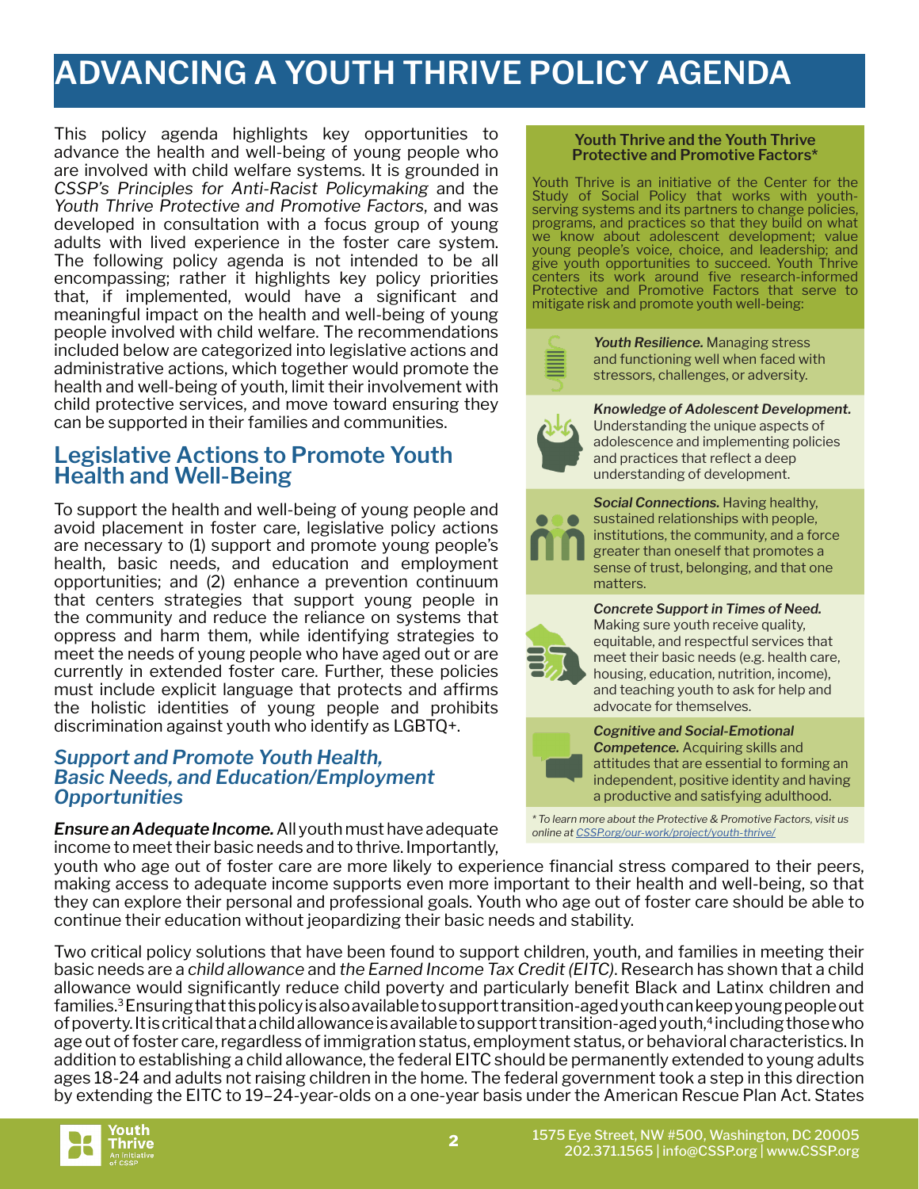# ADVANCING A YOUTH THRIVE POLICY AGENDA

This policy agenda highlights key opportunities to advance the health and well-being of young people who are involved with child welfare systems. It is grounded in *CSSP's Principles for Anti-Racist Policymaking* and the *Youth Thrive Protective and Promotive Factors*, and was developed in consultation with a focus group of young adults with lived experience in the foster care system. The following policy agenda is not intended to be all encompassing; rather it highlights key policy priorities that, if implemented, would have a significant and meaningful impact on the health and well-being of young people involved with child welfare. The recommendations included below are categorized into legislative actions and administrative actions, which together would promote the health and well-being of youth, limit their involvement with child protective services, and move toward ensuring they can be supported in their families and communities.

> **Youth Thrive and the Youth Thrive Protective and Promotive Factors***
>
> Youth Thrive is an initiative of the Center for the Study of Social Policy that works with youth-serving systems and its partners to change policies, programs, and practices so that they build on what we know about adolescent development; value young people's voice, choice, and leadership; and give youth opportunities to succeed. Youth Thrive centers its work around five research-informed Protective and Promotive Factors that serve to mitigate risk and promote youth well-being:
>
> ***Youth Resilience.*** Managing stress and functioning well when faced with stressors, challenges, or adversity.
>
> ***Knowledge of Adolescent Development.*** Understanding the unique aspects of adolescence and implementing policies and practices that reflect a deep understanding of development.
>
> ***Social Connections.*** Having healthy, sustained relationships with people, institutions, the community, and a force greater than oneself that promotes a sense of trust, belonging, and that one matters.
>
> ***Concrete Support in Times of Need.*** Making sure youth receive quality, equitable, and respectful services that meet their basic needs (e.g. health care, housing, education, nutrition, income), and teaching youth to ask for help and advocate for themselves.
>
> ***Cognitive and Social-Emotional Competence.*** Acquiring skills and attitudes that are essential to forming an independent, positive identity and having a productive and satisfying adulthood.
>
> *\* To learn more about the Protective & Promotive Factors, visit us online at CSSP.org/our-work/project/youth-thrive/*

## Legislative Actions to Promote Youth Health and Well-Being

To support the health and well-being of young people and avoid placement in foster care, legislative policy actions are necessary to (1) support and promote young people's health, basic needs, and education and employment opportunities; and (2) enhance a prevention continuum that centers strategies that support young people in the community and reduce the reliance on systems that oppress and harm them, while identifying strategies to meet the needs of young people who have aged out or are currently in extended foster care. Further, these policies must include explicit language that protects and affirms the holistic identities of young people and prohibits discrimination against youth who identify as LGBTQ+.

### *Support and Promote Youth Health, Basic Needs, and Education/Employment Opportunities*

***Ensure an Adequate Income.*** All youth must have adequate income to meet their basic needs and to thrive. Importantly, youth who age out of foster care are more likely to experience financial stress compared to their peers, making access to adequate income supports even more important to their health and well-being, so that they can explore their personal and professional goals. Youth who age out of foster care should be able to continue their education without jeopardizing their basic needs and stability.

Two critical policy solutions that have been found to support children, youth, and families in meeting their basic needs are a *child allowance* and *the Earned Income Tax Credit (EITC)*. Research has shown that a child allowance would significantly reduce child poverty and particularly benefit Black and Latinx children and families.[3] Ensuring that this policy is also available to support transition-aged youth can keep young people out of poverty. It is critical that a child allowance is available to support transition-aged youth,[4] including those who age out of foster care, regardless of immigration status, employment status, or behavioral characteristics. In addition to establishing a child allowance, the federal EITC should be permanently extended to young adults ages 18-24 and adults not raising children in the home. The federal government took a step in this direction by extending the EITC to 19–24-year-olds on a one-year basis under the American Rescue Plan Act. States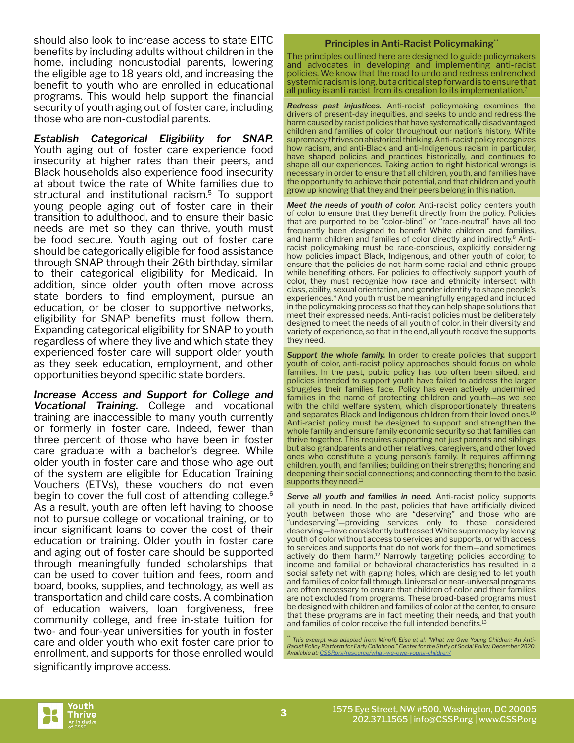should also look to increase access to state EITC benefits by including adults without children in the home, including noncustodial parents, lowering the eligible age to 18 years old, and increasing the benefit to youth who are enrolled in educational programs. This would help support the financial security of youth aging out of foster care, including those who are non-custodial parents.

***Establish Categorical Eligibility for SNAP.*** Youth aging out of foster care experience food insecurity at higher rates than their peers, and Black households also experience food insecurity at about twice the rate of White families due to structural and institutional racism.[5] To support young people aging out of foster care in their transition to adulthood, and to ensure their basic needs are met so they can thrive, youth must be food secure. Youth aging out of foster care should be categorically eligible for food assistance through SNAP through their 26th birthday, similar to their categorical eligibility for Medicaid. In addition, since older youth often move across state borders to find employment, pursue an education, or be closer to supportive networks, eligibility for SNAP benefits must follow them. Expanding categorical eligibility for SNAP to youth regardless of where they live and which state they experienced foster care will support older youth as they seek education, employment, and other opportunities beyond specific state borders.

***Increase Access and Support for College and Vocational Training.*** College and vocational training are inaccessible to many youth currently or formerly in foster care. Indeed, fewer than three percent of those who have been in foster care graduate with a bachelor's degree. While older youth in foster care and those who age out of the system are eligible for Education Training Vouchers (ETVs), these vouchers do not even begin to cover the full cost of attending college.[6] As a result, youth are often left having to choose not to pursue college or vocational training, or to incur significant loans to cover the cost of their education or training. Older youth in foster care and aging out of foster care should be supported through meaningfully funded scholarships that can be used to cover tuition and fees, room and board, books, supplies, and technology, as well as transportation and child care costs. A combination of education waivers, loan forgiveness, free community college, and free in-state tuition for two- and four-year universities for youth in foster care and older youth who exit foster care prior to enrollment, and supports for those enrolled would significantly improve access.

### Principles in Anti-Racist Policymaking**

The principles outlined here are designed to guide policymakers and advocates in developing and implementing anti-racist policies. We know that the road to undo and redress entrenched systemic racism is long, but a critical step forward is to ensure that all policy is anti-racist from its creation to its implementation.[7]

***Redress past injustices.*** Anti-racist policymaking examines the drivers of present-day inequities, and seeks to undo and redress the harm caused by racist policies that have systematically disadvantaged children and families of color throughout our nation's history. White supremacy thrives on ahistorical thinking. Anti-racist policy recognizes how racism, and anti-Black and anti-Indigenous racism in particular, have shaped policies and practices historically, and continues to shape all our experiences. Taking action to right historical wrongs is necessary in order to ensure that all children, youth, and families have the opportunity to achieve their potential, and that children and youth grow up knowing that they and their peers belong in this nation.

***Meet the needs of youth of color.*** Anti-racist policy centers youth of color to ensure that they benefit directly from the policy. Policies that are purported to be "color-blind" or "race-neutral" have all too frequently been designed to benefit White children and families, and harm children and families of color directly and indirectly.[8] Anti-racist policymaking must be race-conscious, explicitly considering how policies impact Black, Indigenous, and other youth of color, to ensure that the policies do not harm some racial and ethnic groups while benefiting others. For policies to effectively support youth of color, they must recognize how race and ethnicity intersect with class, ability, sexual orientation, and gender identity to shape people's experiences.[9] And youth must be meaningfully engaged and included in the policymaking process so that they can help shape solutions that meet their expressed needs. Anti-racist policies must be deliberately designed to meet the needs of all youth of color, in their diversity and variety of experience, so that in the end, all youth receive the supports they need.

***Support the whole family.*** In order to create policies that support youth of color, anti-racist policy approaches should focus on whole families. In the past, public policy has too often been siloed, and policies intended to support youth have failed to address the larger struggles their families face. Policy has even actively undermined families in the name of protecting children and youth—as we see with the child welfare system, which disproportionately threatens and separates Black and Indigenous children from their loved ones.[10] Anti-racist policy must be designed to support and strengthen the whole family and ensure family economic security so that families can thrive together. This requires supporting not just parents and siblings but also grandparents and other relatives, caregivers, and other loved ones who constitute a young person's family. It requires affirming children, youth, and families; building on their strengths; honoring and deepening their social connections; and connecting them to the basic supports they need.[11]

***Serve all youth and families in need.*** Anti-racist policy supports all youth in need. In the past, policies that have artificially divided youth between those who are "deserving" and those who are "undeserving"—providing services only to those considered deserving—have consistently buttressed White supremacy by leaving youth of color without access to services and supports, or with access to services and supports that do not work for them—and sometimes actively do them harm.[12] Narrowly targeting policies according to income and familial or behavioral characteristics has resulted in a social safety net with gaping holes, which are designed to let youth and families of color fall through. Universal or near-universal programs are often necessary to ensure that children of color and their families are not excluded from programs. These broad-based programs must be designed with children and families of color at the center, to ensure that these programs are in fact meeting their needs, and that youth and families of color receive the full intended benefits.[13]

*** This excerpt was adapted from Minoff, Elisa et al. "What we Owe Young Children: An Anti-Racist Policy Platform for Early Childhood." Center for the Stufy of Social Policy, December 2020. Available at: CSSP.org/resource/what-we-owe-young-children/*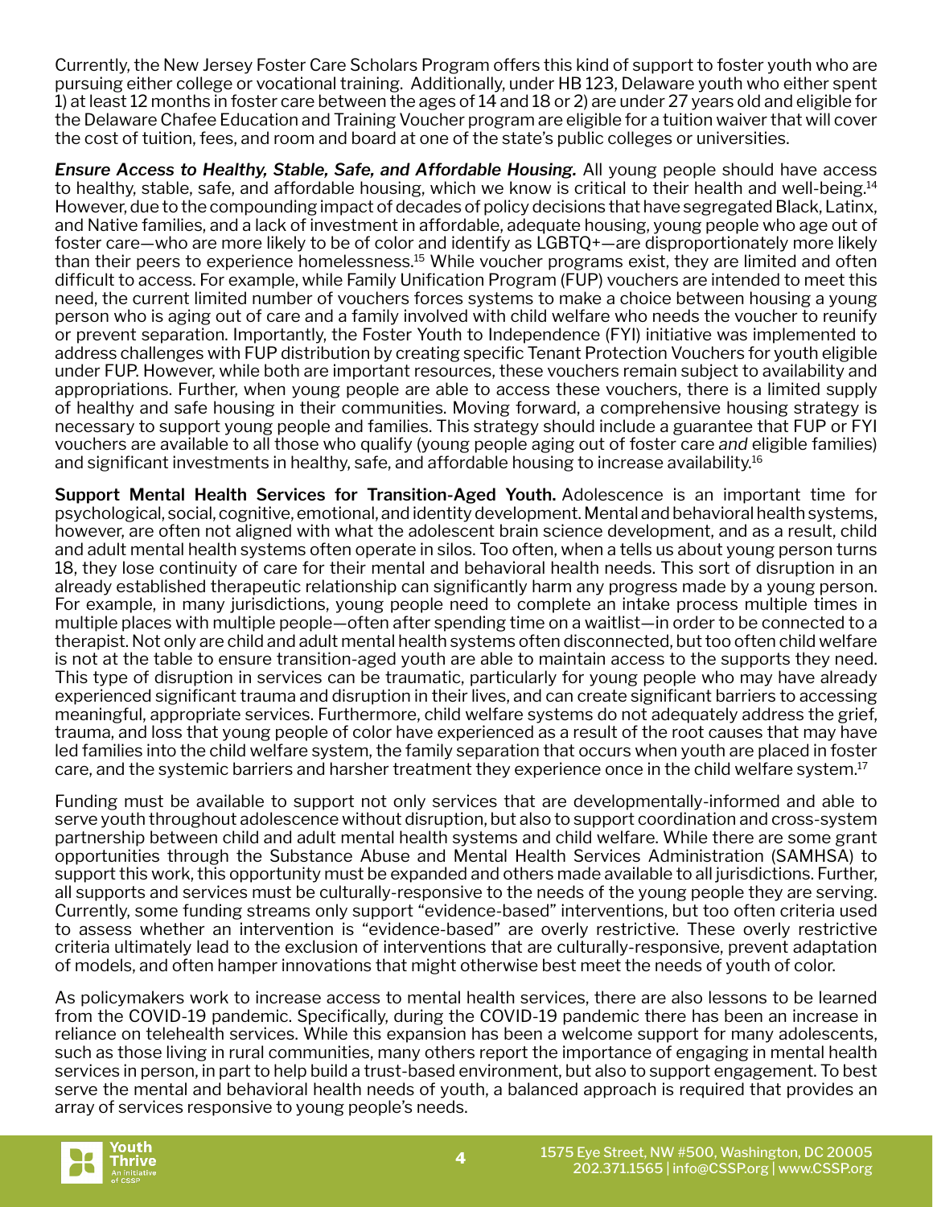Currently, the New Jersey Foster Care Scholars Program offers this kind of support to foster youth who are pursuing either college or vocational training. Additionally, under HB 123, Delaware youth who either spent 1) at least 12 months in foster care between the ages of 14 and 18 or 2) are under 27 years old and eligible for the Delaware Chafee Education and Training Voucher program are eligible for a tuition waiver that will cover the cost of tuition, fees, and room and board at one of the state's public colleges or universities.

***Ensure Access to Healthy, Stable, Safe, and Affordable Housing.*** All young people should have access to healthy, stable, safe, and affordable housing, which we know is critical to their health and well-being.[14] However, due to the compounding impact of decades of policy decisions that have segregated Black, Latinx, and Native families, and a lack of investment in affordable, adequate housing, young people who age out of foster care—who are more likely to be of color and identify as LGBTQ+—are disproportionately more likely than their peers to experience homelessness.[15] While voucher programs exist, they are limited and often difficult to access. For example, while Family Unification Program (FUP) vouchers are intended to meet this need, the current limited number of vouchers forces systems to make a choice between housing a young person who is aging out of care and a family involved with child welfare who needs the voucher to reunify or prevent separation. Importantly, the Foster Youth to Independence (FYI) initiative was implemented to address challenges with FUP distribution by creating specific Tenant Protection Vouchers for youth eligible under FUP. However, while both are important resources, these vouchers remain subject to availability and appropriations. Further, when young people are able to access these vouchers, there is a limited supply of healthy and safe housing in their communities. Moving forward, a comprehensive housing strategy is necessary to support young people and families. This strategy should include a guarantee that FUP or FYI vouchers are available to all those who qualify (young people aging out of foster care *and* eligible families) and significant investments in healthy, safe, and affordable housing to increase availability.[16]

**Support Mental Health Services for Transition-Aged Youth.** Adolescence is an important time for psychological, social, cognitive, emotional, and identity development. Mental and behavioral health systems, however, are often not aligned with what the adolescent brain science development, and as a result, child and adult mental health systems often operate in silos. Too often, when a tells us about young person turns 18, they lose continuity of care for their mental and behavioral health needs. This sort of disruption in an already established therapeutic relationship can significantly harm any progress made by a young person. For example, in many jurisdictions, young people need to complete an intake process multiple times in multiple places with multiple people—often after spending time on a waitlist—in order to be connected to a therapist. Not only are child and adult mental health systems often disconnected, but too often child welfare is not at the table to ensure transition-aged youth are able to maintain access to the supports they need. This type of disruption in services can be traumatic, particularly for young people who may have already experienced significant trauma and disruption in their lives, and can create significant barriers to accessing meaningful, appropriate services. Furthermore, child welfare systems do not adequately address the grief, trauma, and loss that young people of color have experienced as a result of the root causes that may have led families into the child welfare system, the family separation that occurs when youth are placed in foster care, and the systemic barriers and harsher treatment they experience once in the child welfare system.[17]

Funding must be available to support not only services that are developmentally-informed and able to serve youth throughout adolescence without disruption, but also to support coordination and cross-system partnership between child and adult mental health systems and child welfare. While there are some grant opportunities through the Substance Abuse and Mental Health Services Administration (SAMHSA) to support this work, this opportunity must be expanded and others made available to all jurisdictions. Further, all supports and services must be culturally-responsive to the needs of the young people they are serving. Currently, some funding streams only support "evidence-based" interventions, but too often criteria used to assess whether an intervention is "evidence-based" are overly restrictive. These overly restrictive criteria ultimately lead to the exclusion of interventions that are culturally-responsive, prevent adaptation of models, and often hamper innovations that might otherwise best meet the needs of youth of color.

As policymakers work to increase access to mental health services, there are also lessons to be learned from the COVID-19 pandemic. Specifically, during the COVID-19 pandemic there has been an increase in reliance on telehealth services. While this expansion has been a welcome support for many adolescents, such as those living in rural communities, many others report the importance of engaging in mental health services in person, in part to help build a trust-based environment, but also to support engagement. To best serve the mental and behavioral health needs of youth, a balanced approach is required that provides an array of services responsive to young people's needs.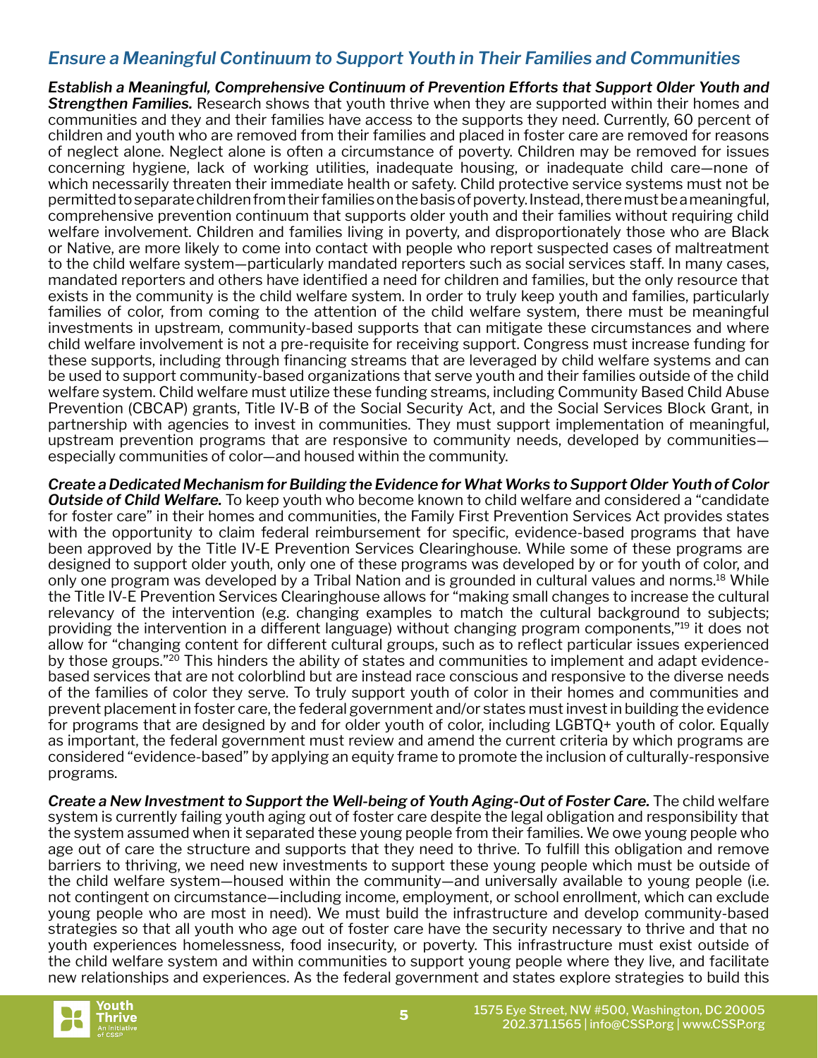## *Ensure a Meaningful Continuum to Support Youth in Their Families and Communities*

***Establish a Meaningful, Comprehensive Continuum of Prevention Efforts that Support Older Youth and Strengthen Families.*** Research shows that youth thrive when they are supported within their homes and communities and they and their families have access to the supports they need. Currently, 60 percent of children and youth who are removed from their families and placed in foster care are removed for reasons of neglect alone. Neglect alone is often a circumstance of poverty. Children may be removed for issues concerning hygiene, lack of working utilities, inadequate housing, or inadequate child care—none of which necessarily threaten their immediate health or safety. Child protective service systems must not be permitted to separate children from their families on the basis of poverty. Instead, there must be a meaningful, comprehensive prevention continuum that supports older youth and their families without requiring child welfare involvement. Children and families living in poverty, and disproportionately those who are Black or Native, are more likely to come into contact with people who report suspected cases of maltreatment to the child welfare system—particularly mandated reporters such as social services staff. In many cases, mandated reporters and others have identified a need for children and families, but the only resource that exists in the community is the child welfare system. In order to truly keep youth and families, particularly families of color, from coming to the attention of the child welfare system, there must be meaningful investments in upstream, community-based supports that can mitigate these circumstances and where child welfare involvement is not a pre-requisite for receiving support. Congress must increase funding for these supports, including through financing streams that are leveraged by child welfare systems and can be used to support community-based organizations that serve youth and their families outside of the child welfare system. Child welfare must utilize these funding streams, including Community Based Child Abuse Prevention (CBCAP) grants, Title IV-B of the Social Security Act, and the Social Services Block Grant, in partnership with agencies to invest in communities. They must support implementation of meaningful, upstream prevention programs that are responsive to community needs, developed by communities—especially communities of color—and housed within the community.

***Create a Dedicated Mechanism for Building the Evidence for What Works to Support Older Youth of Color Outside of Child Welfare.*** To keep youth who become known to child welfare and considered a "candidate for foster care" in their homes and communities, the Family First Prevention Services Act provides states with the opportunity to claim federal reimbursement for specific, evidence-based programs that have been approved by the Title IV-E Prevention Services Clearinghouse. While some of these programs are designed to support older youth, only one of these programs was developed by or for youth of color, and only one program was developed by a Tribal Nation and is grounded in cultural values and norms.[18] While the Title IV-E Prevention Services Clearinghouse allows for "making small changes to increase the cultural relevancy of the intervention (e.g. changing examples to match the cultural background to subjects; providing the intervention in a different language) without changing program components,"[19] it does not allow for "changing content for different cultural groups, such as to reflect particular issues experienced by those groups."[20] This hinders the ability of states and communities to implement and adapt evidence-based services that are not colorblind but are instead race conscious and responsive to the diverse needs of the families of color they serve. To truly support youth of color in their homes and communities and prevent placement in foster care, the federal government and/or states must invest in building the evidence for programs that are designed by and for older youth of color, including LGBTQ+ youth of color. Equally as important, the federal government must review and amend the current criteria by which programs are considered "evidence-based" by applying an equity frame to promote the inclusion of culturally-responsive programs.

***Create a New Investment to Support the Well-being of Youth Aging-Out of Foster Care.*** The child welfare system is currently failing youth aging out of foster care despite the legal obligation and responsibility that the system assumed when it separated these young people from their families. We owe young people who age out of care the structure and supports that they need to thrive. To fulfill this obligation and remove barriers to thriving, we need new investments to support these young people which must be outside of the child welfare system—housed within the community—and universally available to young people (i.e. not contingent on circumstance—including income, employment, or school enrollment, which can exclude young people who are most in need). We must build the infrastructure and develop community-based strategies so that all youth who age out of foster care have the security necessary to thrive and that no youth experiences homelessness, food insecurity, or poverty. This infrastructure must exist outside of the child welfare system and within communities to support young people where they live, and facilitate new relationships and experiences. As the federal government and states explore strategies to build this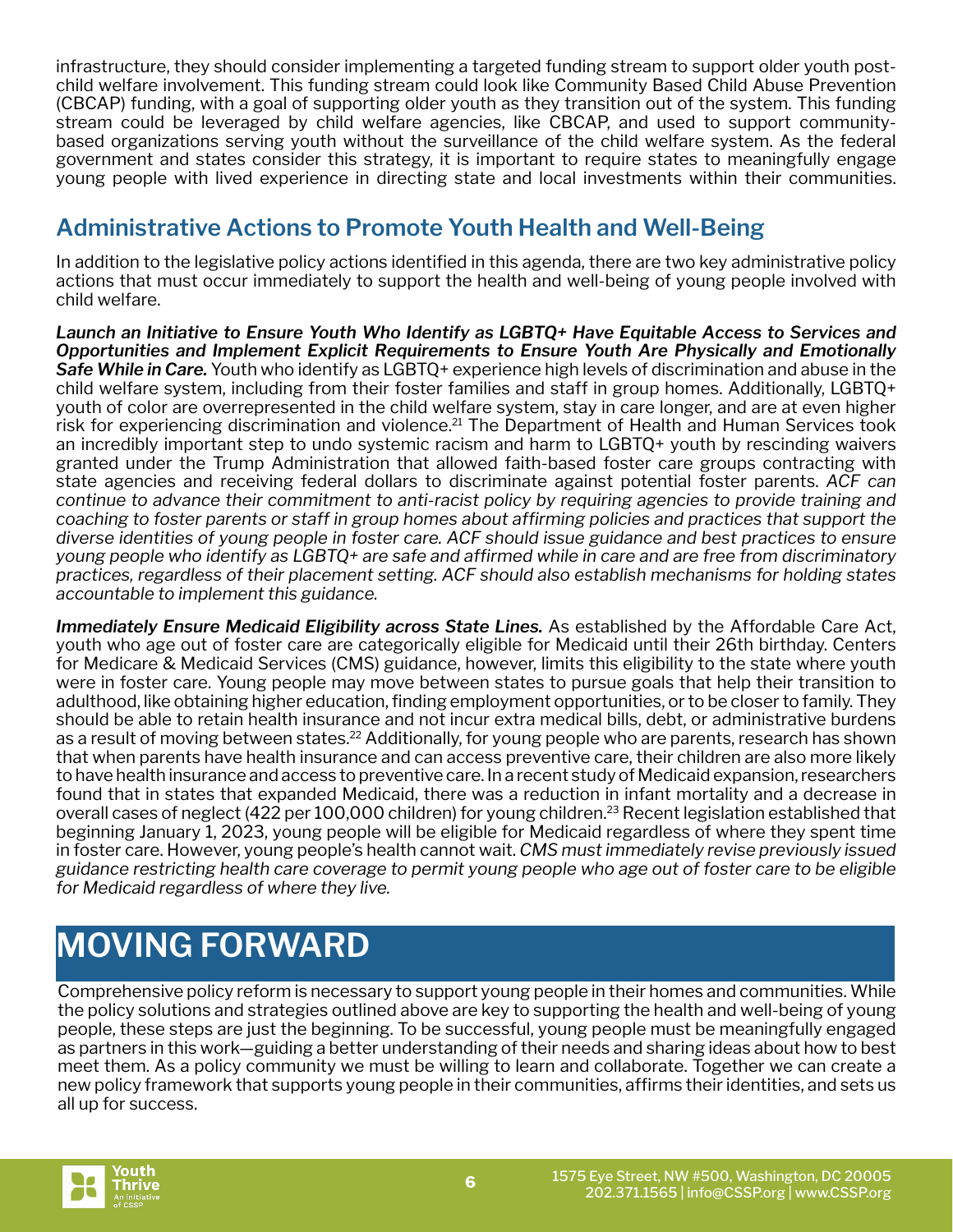infrastructure, they should consider implementing a targeted funding stream to support older youth post-child welfare involvement. This funding stream could look like Community Based Child Abuse Prevention (CBCAP) funding, with a goal of supporting older youth as they transition out of the system. This funding stream could be leveraged by child welfare agencies, like CBCAP, and used to support community-based organizations serving youth without the surveillance of the child welfare system. As the federal government and states consider this strategy, it is important to require states to meaningfully engage young people with lived experience in directing state and local investments within their communities.

## Administrative Actions to Promote Youth Health and Well-Being

In addition to the legislative policy actions identified in this agenda, there are two key administrative policy actions that must occur immediately to support the health and well-being of young people involved with child welfare.

***Launch an Initiative to Ensure Youth Who Identify as LGBTQ+ Have Equitable Access to Services and Opportunities and Implement Explicit Requirements to Ensure Youth Are Physically and Emotionally Safe While in Care.*** Youth who identify as LGBTQ+ experience high levels of discrimination and abuse in the child welfare system, including from their foster families and staff in group homes. Additionally, LGBTQ+ youth of color are overrepresented in the child welfare system, stay in care longer, and are at even higher risk for experiencing discrimination and violence.[21] The Department of Health and Human Services took an incredibly important step to undo systemic racism and harm to LGBTQ+ youth by rescinding waivers granted under the Trump Administration that allowed faith-based foster care groups contracting with state agencies and receiving federal dollars to discriminate against potential foster parents. *ACF can continue to advance their commitment to anti-racist policy by requiring agencies to provide training and coaching to foster parents or staff in group homes about affirming policies and practices that support the diverse identities of young people in foster care. ACF should issue guidance and best practices to ensure young people who identify as LGBTQ+ are safe and affirmed while in care and are free from discriminatory practices, regardless of their placement setting. ACF should also establish mechanisms for holding states accountable to implement this guidance.*

***Immediately Ensure Medicaid Eligibility across State Lines.*** As established by the Affordable Care Act, youth who age out of foster care are categorically eligible for Medicaid until their 26th birthday. Centers for Medicare & Medicaid Services (CMS) guidance, however, limits this eligibility to the state where youth were in foster care. Young people may move between states to pursue goals that help their transition to adulthood, like obtaining higher education, finding employment opportunities, or to be closer to family. They should be able to retain health insurance and not incur extra medical bills, debt, or administrative burdens as a result of moving between states.[22] Additionally, for young people who are parents, research has shown that when parents have health insurance and can access preventive care, their children are also more likely to have health insurance and access to preventive care. In a recent study of Medicaid expansion, researchers found that in states that expanded Medicaid, there was a reduction in infant mortality and a decrease in overall cases of neglect (422 per 100,000 children) for young children.[23] Recent legislation established that beginning January 1, 2023, young people will be eligible for Medicaid regardless of where they spent time in foster care. However, young people's health cannot wait. *CMS must immediately revise previously issued guidance restricting health care coverage to permit young people who age out of foster care to be eligible for Medicaid regardless of where they live.*

# MOVING FORWARD

Comprehensive policy reform is necessary to support young people in their homes and communities. While the policy solutions and strategies outlined above are key to supporting the health and well-being of young people, these steps are just the beginning. To be successful, young people must be meaningfully engaged as partners in this work—guiding a better understanding of their needs and sharing ideas about how to best meet them. As a policy community we must be willing to learn and collaborate. Together we can create a new policy framework that supports young people in their communities, affirms their identities, and sets us all up for success.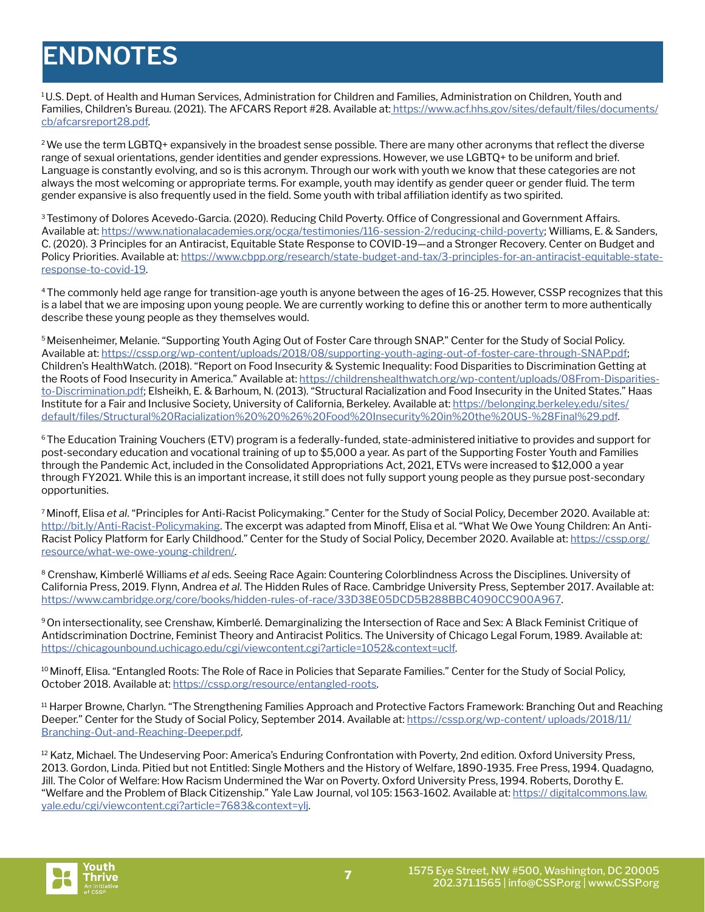# ENDNOTES

[1] U.S. Dept. of Health and Human Services, Administration for Children and Families, Administration on Children, Youth and Families, Children's Bureau. (2021). The AFCARS Report #28. Available at: https://www.acf.hhs.gov/sites/default/files/documents/cb/afcarsreport28.pdf.

[2] We use the term LGBTQ+ expansively in the broadest sense possible. There are many other acronyms that reflect the diverse range of sexual orientations, gender identities and gender expressions. However, we use LGBTQ+ to be uniform and brief. Language is constantly evolving, and so is this acronym. Through our work with youth we know that these categories are not always the most welcoming or appropriate terms. For example, youth may identify as gender queer or gender fluid. The term gender expansive is also frequently used in the field. Some youth with tribal affiliation identify as two spirited.

[3] Testimony of Dolores Acevedo-Garcia. (2020). Reducing Child Poverty. Office of Congressional and Government Affairs. Available at: https://www.nationalacademies.org/ocga/testimonies/116-session-2/reducing-child-poverty; Williams, E. & Sanders, C. (2020). 3 Principles for an Antiracist, Equitable State Response to COVID-19—and a Stronger Recovery. Center on Budget and Policy Priorities. Available at: https://www.cbpp.org/research/state-budget-and-tax/3-principles-for-an-antiracist-equitable-state-response-to-covid-19.

[4] The commonly held age range for transition-age youth is anyone between the ages of 16-25. However, CSSP recognizes that this is a label that we are imposing upon young people. We are currently working to define this or another term to more authentically describe these young people as they themselves would.

[5] Meisenheimer, Melanie. "Supporting Youth Aging Out of Foster Care through SNAP." Center for the Study of Social Policy. Available at: https://cssp.org/wp-content/uploads/2018/08/supporting-youth-aging-out-of-foster-care-through-SNAP.pdf; Children's HealthWatch. (2018). "Report on Food Insecurity & Systemic Inequality: Food Disparities to Discrimination Getting at the Roots of Food Insecurity in America." Available at: https://childrenshealthwatch.org/wp-content/uploads/08From-Disparities-to-Discrimination.pdf; Elsheikh, E. & Barhoum, N. (2013). "Structural Racialization and Food Insecurity in the United States." Haas Institute for a Fair and Inclusive Society, University of California, Berkeley. Available at: https://belonging.berkeley.edu/sites/default/files/Structural%20Racialization%20%20%26%20Food%20Insecurity%20in%20the%20US-%28Final%29.pdf.

[6] The Education Training Vouchers (ETV) program is a federally-funded, state-administered initiative to provides and support for post-secondary education and vocational training of up to $5,000 a year. As part of the Supporting Foster Youth and Families through the Pandemic Act, included in the Consolidated Appropriations Act, 2021, ETVs were increased to $12,000 a year through FY2021. While this is an important increase, it still does not fully support young people as they pursue post-secondary opportunities.

[7] Minoff, Elisa *et al*. "Principles for Anti-Racist Policymaking." Center for the Study of Social Policy, December 2020. Available at: http://bit.ly/Anti-Racist-Policymaking. The excerpt was adapted from Minoff, Elisa et al. "What We Owe Young Children: An Anti-Racist Policy Platform for Early Childhood." Center for the Study of Social Policy, December 2020. Available at: https://cssp.org/resource/what-we-owe-young-children/.

[8] Crenshaw, Kimberlé Williams *et al* eds. Seeing Race Again: Countering Colorblindness Across the Disciplines. University of California Press, 2019. Flynn, Andrea *et al*. The Hidden Rules of Race. Cambridge University Press, September 2017. Available at: https://www.cambridge.org/core/books/hidden-rules-of-race/33D38E05DCD5B288BBC4090CC900A967.

[9] On intersectionality, see Crenshaw, Kimberlé. Demarginalizing the Intersection of Race and Sex: A Black Feminist Critique of Antidiscrimination Doctrine, Feminist Theory and Antiracist Politics. The University of Chicago Legal Forum, 1989. Available at: https://chicagounbound.uchicago.edu/cgi/viewcontent.cgi?article=1052&context=uclf.

[10] Minoff, Elisa. "Entangled Roots: The Role of Race in Policies that Separate Families." Center for the Study of Social Policy, October 2018. Available at: https://cssp.org/resource/entangled-roots.

[11] Harper Browne, Charlyn. "The Strengthening Families Approach and Protective Factors Framework: Branching Out and Reaching Deeper." Center for the Study of Social Policy, September 2014. Available at: https://cssp.org/wp-content/ uploads/2018/11/Branching-Out-and-Reaching-Deeper.pdf.

[12] Katz, Michael. The Undeserving Poor: America's Enduring Confrontation with Poverty, 2nd edition. Oxford University Press, 2013. Gordon, Linda. Pitied but not Entitled: Single Mothers and the History of Welfare, 1890-1935. Free Press, 1994. Quadagno, Jill. The Color of Welfare: How Racism Undermined the War on Poverty. Oxford University Press, 1994. Roberts, Dorothy E. "Welfare and the Problem of Black Citizenship." Yale Law Journal, vol 105: 1563-1602. Available at: https:// digitalcommons.law.yale.edu/cgi/viewcontent.cgi?article=7683&context=ylj.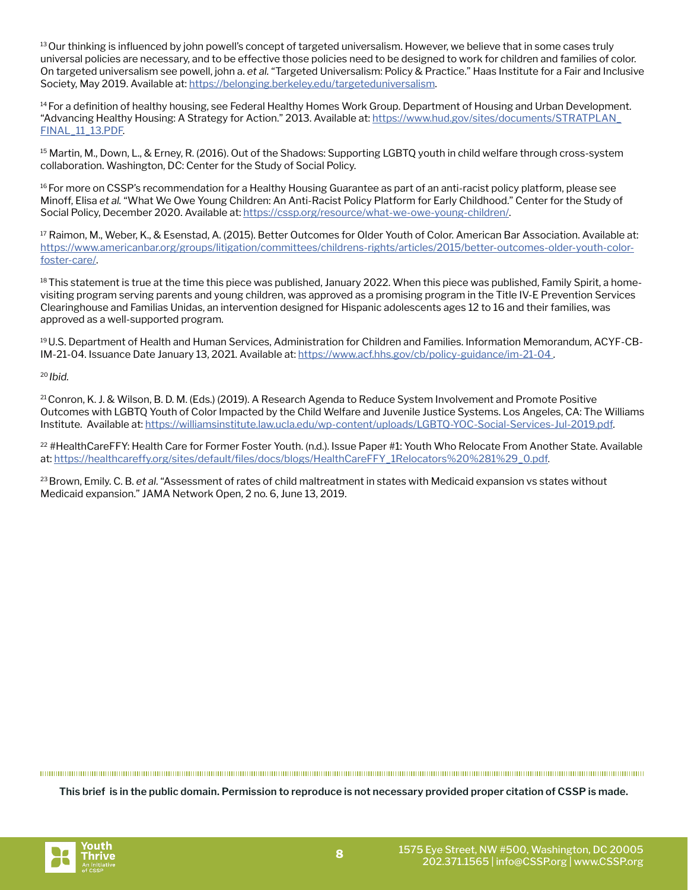[13] Our thinking is influenced by john powell's concept of targeted universalism. However, we believe that in some cases truly universal policies are necessary, and to be effective those policies need to be designed to work for children and families of color. On targeted universalism see powell, john a. *et al.* "Targeted Universalism: Policy & Practice." Haas Institute for a Fair and Inclusive Society, May 2019. Available at: https://belonging.berkeley.edu/targeteduniversalism.

[14] For a definition of healthy housing, see Federal Healthy Homes Work Group. Department of Housing and Urban Development. "Advancing Healthy Housing: A Strategy for Action." 2013. Available at: https://www.hud.gov/sites/documents/STRATPLAN_FINAL_11_13.PDF.

[15] Martin, M., Down, L., & Erney, R. (2016). Out of the Shadows: Supporting LGBTQ youth in child welfare through cross-system collaboration. Washington, DC: Center for the Study of Social Policy.

[16] For more on CSSP's recommendation for a Healthy Housing Guarantee as part of an anti-racist policy platform, please see Minoff, Elisa *et al.* "What We Owe Young Children: An Anti-Racist Policy Platform for Early Childhood." Center for the Study of Social Policy, December 2020. Available at: https://cssp.org/resource/what-we-owe-young-children/.

[17] Raimon, M., Weber, K., & Esenstad, A. (2015). Better Outcomes for Older Youth of Color. American Bar Association. Available at: https://www.americanbar.org/groups/litigation/committees/childrens-rights/articles/2015/better-outcomes-older-youth-color-foster-care/.

[18] This statement is true at the time this piece was published, January 2022. When this piece was published, Family Spirit, a home-visiting program serving parents and young children, was approved as a promising program in the Title IV-E Prevention Services Clearinghouse and Familias Unidas, an intervention designed for Hispanic adolescents ages 12 to 16 and their families, was approved as a well-supported program.

[19] U.S. Department of Health and Human Services, Administration for Children and Families. Information Memorandum, ACYF-CB-IM-21-04. Issuance Date January 13, 2021. Available at: https://www.acf.hhs.gov/cb/policy-guidance/im-21-04 .

[20] *Ibid.*

[21] Conron, K. J. & Wilson, B. D. M. (Eds.) (2019). A Research Agenda to Reduce System Involvement and Promote Positive Outcomes with LGBTQ Youth of Color Impacted by the Child Welfare and Juvenile Justice Systems. Los Angeles, CA: The Williams Institute. Available at: https://williamsinstitute.law.ucla.edu/wp-content/uploads/LGBTQ-YOC-Social-Services-Jul-2019.pdf.

[22] #HealthCareFFY: Health Care for Former Foster Youth. (n.d.). Issue Paper #1: Youth Who Relocate From Another State. Available at: https://healthcareffy.org/sites/default/files/docs/blogs/HealthCareFFY_1Relocators%20%281%29_0.pdf.

[23] Brown, Emily. C. B. *et al.* "Assessment of rates of child maltreatment in states with Medicaid expansion vs states without Medicaid expansion." JAMA Network Open, 2 no. 6, June 13, 2019.

**This brief is in the public domain. Permission to reproduce is not necessary provided proper citation of CSSP is made.**